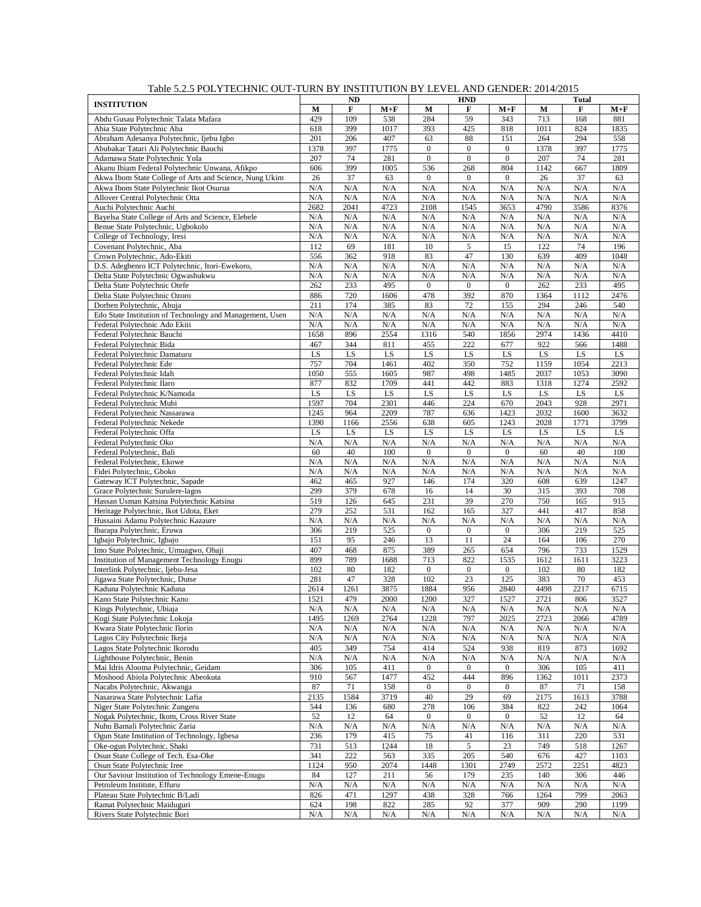Table 5.2.5 POLYTECHNIC OUT-TURN BY INSTITUTION BY LEVEL AND GENDER: 2014/2015

| INSTITUTION | ND | | | HND | | | Total | | |
|---|---|---|---|---|---|---|---|---|---|
| | M | F | M+F | M | F | M+F | M | F | M+F |
| Abdu Gusau Polytechnic Talata Mafara | 429 | 109 | 538 | 284 | 59 | 343 | 713 | 168 | 881 |
| Abia State Polytechnic Aba | 618 | 399 | 1017 | 393 | 425 | 818 | 1011 | 824 | 1835 |
| Abraham Adesanya Polytechnic, Ijebu Igbo | 201 | 206 | 407 | 63 | 88 | 151 | 264 | 294 | 558 |
| Abubakar Tatari Ali Polytechnic Bauchi | 1378 | 397 | 1775 | 0 | 0 | 0 | 1378 | 397 | 1775 |
| Adamawa State Polytechnic Yola | 207 | 74 | 281 | 0 | 0 | 0 | 207 | 74 | 281 |
| Akanu Ibiam Federal Polytechnic Unwana, Afikpo | 606 | 399 | 1005 | 536 | 268 | 804 | 1142 | 667 | 1809 |
| Akwa Ibom State College of Arts and Science, Nung Ukim | 26 | 37 | 63 | 0 | 0 | 0 | 26 | 37 | 63 |
| Akwa Ibom State Polytechnic Ikot Osurua | N/A | N/A | N/A | N/A | N/A | N/A | N/A | N/A | N/A |
| Allover Central Polytechnic Otta | N/A | N/A | N/A | N/A | N/A | N/A | N/A | N/A | N/A |
| Auchi Polytechnic Auchi | 2682 | 2041 | 4723 | 2108 | 1545 | 3653 | 4790 | 3586 | 8376 |
| Bayelsa State College of Arts and Science, Elebele | N/A | N/A | N/A | N/A | N/A | N/A | N/A | N/A | N/A |
| Benue State Polytechnic, Ugbokolo | N/A | N/A | N/A | N/A | N/A | N/A | N/A | N/A | N/A |
| College of Technology, Iresi | N/A | N/A | N/A | N/A | N/A | N/A | N/A | N/A | N/A |
| Covenant Polytechnic, Aba | 112 | 69 | 181 | 10 | 5 | 15 | 122 | 74 | 196 |
| Crown Polytechnic, Ado-Ekiti | 556 | 362 | 918 | 83 | 47 | 130 | 639 | 409 | 1048 |
| D.S. Adegbenro ICT Polytechnic, Itori-Ewekoro, | N/A | N/A | N/A | N/A | N/A | N/A | N/A | N/A | N/A |
| Delta State Polytechnic Ogwashukwu | N/A | N/A | N/A | N/A | N/A | N/A | N/A | N/A | N/A |
| Delta State Polytechnic Otefe | 262 | 233 | 495 | 0 | 0 | 0 | 262 | 233 | 495 |
| Delta State Polytechnic Ozoro | 886 | 720 | 1606 | 478 | 392 | 870 | 1364 | 1112 | 2476 |
| Dorben Polytechnic, Abuja | 211 | 174 | 385 | 83 | 72 | 155 | 294 | 246 | 540 |
| Edo State Institution of Technology and Management, Usen | N/A | N/A | N/A | N/A | N/A | N/A | N/A | N/A | N/A |
| Federal Polytechnic Ado Ekiti | N/A | N/A | N/A | N/A | N/A | N/A | N/A | N/A | N/A |
| Federal Polytechnic Bauchi | 1658 | 896 | 2554 | 1316 | 540 | 1856 | 2974 | 1436 | 4410 |
| Federal Polytechnic Bida | 467 | 344 | 811 | 455 | 222 | 677 | 922 | 566 | 1488 |
| Federal Polytechnic Damaturu | LS | LS | LS | LS | LS | LS | LS | LS | LS |
| Federal Polytechnic Ede | 757 | 704 | 1461 | 402 | 350 | 752 | 1159 | 1054 | 2213 |
| Federal Polytechnic Idah | 1050 | 555 | 1605 | 987 | 498 | 1485 | 2037 | 1053 | 3090 |
| Federal Polytechnic Ilaro | 877 | 832 | 1709 | 441 | 442 | 883 | 1318 | 1274 | 2592 |
| Federal Polytechnic K/Namoda | LS | LS | LS | LS | LS | LS | LS | LS | LS |
| Federal Polytechnic Mubi | 1597 | 704 | 2301 | 446 | 224 | 670 | 2043 | 928 | 2971 |
| Federal Polytechnic Nassarawa | 1245 | 964 | 2209 | 787 | 636 | 1423 | 2032 | 1600 | 3632 |
| Federal Polytechnic Nekede | 1390 | 1166 | 2556 | 638 | 605 | 1243 | 2028 | 1771 | 3799 |
| Federal Polytechnic Offa | LS | LS | LS | LS | LS | LS | LS | LS | LS |
| Federal Polytechnic Oko | N/A | N/A | N/A | N/A | N/A | N/A | N/A | N/A | N/A |
| Federal Polytechnic, Bali | 60 | 40 | 100 | 0 | 0 | 0 | 60 | 40 | 100 |
| Federal Polytechnic, Ekowe | N/A | N/A | N/A | N/A | N/A | N/A | N/A | N/A | N/A |
| Fidei Polytechnic, Gboko | N/A | N/A | N/A | N/A | N/A | N/A | N/A | N/A | N/A |
| Gateway ICT Polytechnic, Sapade | 462 | 465 | 927 | 146 | 174 | 320 | 608 | 639 | 1247 |
| Grace Polytechnic Surulere-lagos | 299 | 379 | 678 | 16 | 14 | 30 | 315 | 393 | 708 |
| Hassan Usman Katsina Polytechnic Katsina | 519 | 126 | 645 | 231 | 39 | 270 | 750 | 165 | 915 |
| Heritage Polytechnic, Ikot Udota, Eket | 279 | 252 | 531 | 162 | 165 | 327 | 441 | 417 | 858 |
| Hussaini Adamu Polytechnic Kazaure | N/A | N/A | N/A | N/A | N/A | N/A | N/A | N/A | N/A |
| Ibarapa Polytechnic, Eruwa | 306 | 219 | 525 | 0 | 0 | 0 | 306 | 219 | 525 |
| Igbajo Polytechnic, Igbajo | 151 | 95 | 246 | 13 | 11 | 24 | 164 | 106 | 270 |
| Imo State Polytechnic, Umuagwo, Ohaji | 407 | 468 | 875 | 389 | 265 | 654 | 796 | 733 | 1529 |
| Institution of Management Technology Enugu | 899 | 789 | 1688 | 713 | 822 | 1535 | 1612 | 1611 | 3223 |
| Interlink Polytechnic, Ijebu-Jesa | 102 | 80 | 182 | 0 | 0 | 0 | 102 | 80 | 182 |
| Jigawa State Polytechnic, Dutse | 281 | 47 | 328 | 102 | 23 | 125 | 383 | 70 | 453 |
| Kaduna Polytechnic Kaduna | 2614 | 1261 | 3875 | 1884 | 956 | 2840 | 4498 | 2217 | 6715 |
| Kano State Polytechnic Kano | 1521 | 479 | 2000 | 1200 | 327 | 1527 | 2721 | 806 | 3527 |
| Kings Polytechnic, Ubiaja | N/A | N/A | N/A | N/A | N/A | N/A | N/A | N/A | N/A |
| Kogi State Polytechnic Lokoja | 1495 | 1269 | 2764 | 1228 | 797 | 2025 | 2723 | 2066 | 4789 |
| Kwara State Polytechnic Ilorin | N/A | N/A | N/A | N/A | N/A | N/A | N/A | N/A | N/A |
| Lagos City Polytechnic Ikeja | N/A | N/A | N/A | N/A | N/A | N/A | N/A | N/A | N/A |
| Lagos State Polytechnic Ikorodu | 405 | 349 | 754 | 414 | 524 | 938 | 819 | 873 | 1692 |
| Lighthouse Polytechnic, Benin | N/A | N/A | N/A | N/A | N/A | N/A | N/A | N/A | N/A |
| Mai Idris Alooma Polytechnic, Geidam | 306 | 105 | 411 | 0 | 0 | 0 | 306 | 105 | 411 |
| Moshood Abiola Polytechnic Abeokuta | 910 | 567 | 1477 | 452 | 444 | 896 | 1362 | 1011 | 2373 |
| Nacabs Polytechnic, Akwanga | 87 | 71 | 158 | 0 | 0 | 0 | 87 | 71 | 158 |
| Nasarawa State Polytechnic Lafia | 2135 | 1584 | 3719 | 40 | 29 | 69 | 2175 | 1613 | 3788 |
| Niger State Polytechnic Zungeru | 544 | 136 | 680 | 278 | 106 | 384 | 822 | 242 | 1064 |
| Nogak Polytechnic, Ikom, Cross River State | 52 | 12 | 64 | 0 | 0 | 0 | 52 | 12 | 64 |
| Nuhu Bamali Polytechnic Zaria | N/A | N/A | N/A | N/A | N/A | N/A | N/A | N/A | N/A |
| Ogun State Institution of Technology, Igbesa | 236 | 179 | 415 | 75 | 41 | 116 | 311 | 220 | 531 |
| Oke-ogun Polytechnic, Shaki | 731 | 513 | 1244 | 18 | 5 | 23 | 749 | 518 | 1267 |
| Osun State College of Tech. Esa-Oke | 341 | 222 | 563 | 335 | 205 | 540 | 676 | 427 | 1103 |
| Osun State Polytechnic Iree | 1124 | 950 | 2074 | 1448 | 1301 | 2749 | 2572 | 2251 | 4823 |
| Our Saviour Institution of Technology Emene-Enugu | 84 | 127 | 211 | 56 | 179 | 235 | 140 | 306 | 446 |
| Petroleum Institute, Effuru | N/A | N/A | N/A | N/A | N/A | N/A | N/A | N/A | N/A |
| Plateau State Polytechnic B/Ladi | 826 | 471 | 1297 | 438 | 328 | 766 | 1264 | 799 | 2063 |
| Ramat Polytechnic Maiduguri | 624 | 198 | 822 | 285 | 92 | 377 | 909 | 290 | 1199 |
| Rivers State Polytechnic Bori | N/A | N/A | N/A | N/A | N/A | N/A | N/A | N/A | N/A |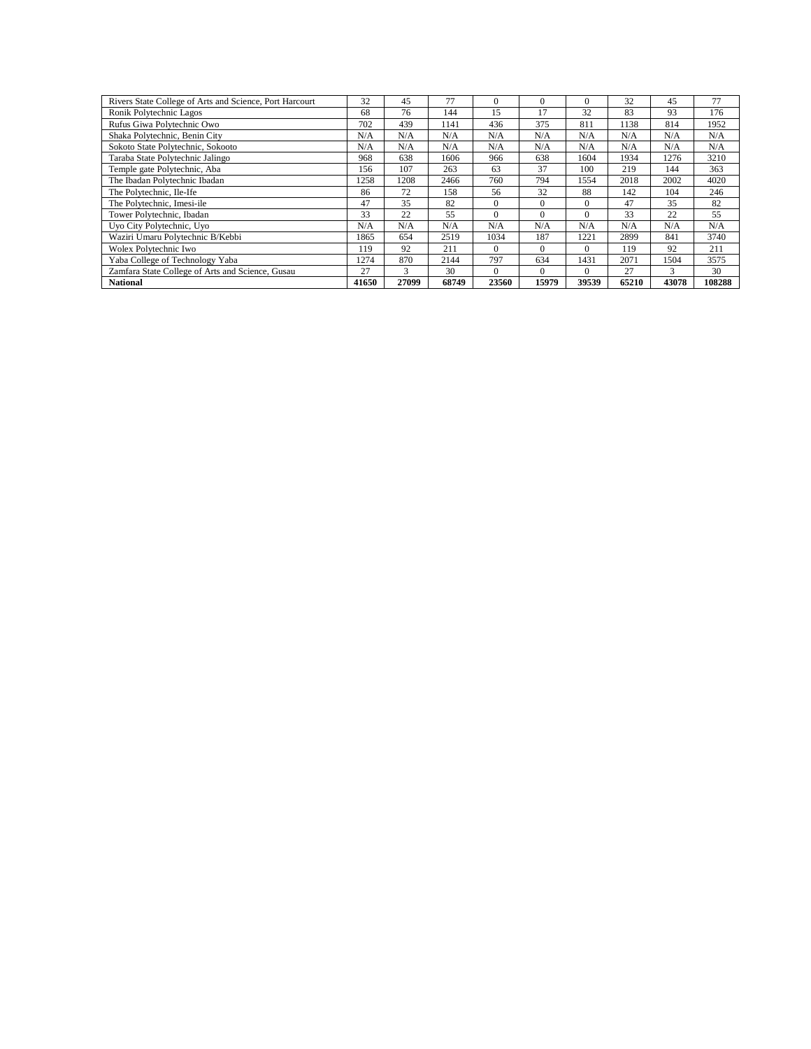| | | | | | | | | | |
|---|---|---|---|---|---|---|---|---|---|
| Rivers State College of Arts and Science, Port Harcourt | 32 | 45 | 77 | 0 | 0 | 0 | 32 | 45 | 77 |
| Ronik Polytechnic Lagos | 68 | 76 | 144 | 15 | 17 | 32 | 83 | 93 | 176 |
| Rufus Giwa Polytechnic Owo | 702 | 439 | 1141 | 436 | 375 | 811 | 1138 | 814 | 1952 |
| Shaka Polytechnic, Benin City | N/A | N/A | N/A | N/A | N/A | N/A | N/A | N/A | N/A |
| Sokoto State Polytechnic, Sokooto | N/A | N/A | N/A | N/A | N/A | N/A | N/A | N/A | N/A |
| Taraba State Polytechnic Jalingo | 968 | 638 | 1606 | 966 | 638 | 1604 | 1934 | 1276 | 3210 |
| Temple gate Polytechnic, Aba | 156 | 107 | 263 | 63 | 37 | 100 | 219 | 144 | 363 |
| The Ibadan Polytechnic Ibadan | 1258 | 1208 | 2466 | 760 | 794 | 1554 | 2018 | 2002 | 4020 |
| The Polytechnic, Ile-Ife | 86 | 72 | 158 | 56 | 32 | 88 | 142 | 104 | 246 |
| The Polytechnic, Imesi-ile | 47 | 35 | 82 | 0 | 0 | 0 | 47 | 35 | 82 |
| Tower Polytechnic, Ibadan | 33 | 22 | 55 | 0 | 0 | 0 | 33 | 22 | 55 |
| Uyo City Polytechnic, Uyo | N/A | N/A | N/A | N/A | N/A | N/A | N/A | N/A | N/A |
| Waziri Umaru Polytechnic B/Kebbi | 1865 | 654 | 2519 | 1034 | 187 | 1221 | 2899 | 841 | 3740 |
| Wolex Polytechnic Iwo | 119 | 92 | 211 | 0 | 0 | 0 | 119 | 92 | 211 |
| Yaba College of Technology Yaba | 1274 | 870 | 2144 | 797 | 634 | 1431 | 2071 | 1504 | 3575 |
| Zamfara State College of Arts and Science, Gusau | 27 | 3 | 30 | 0 | 0 | 0 | 27 | 3 | 30 |
| **National** | **41650** | **27099** | **68749** | **23560** | **15979** | **39539** | **65210** | **43078** | **108288** |